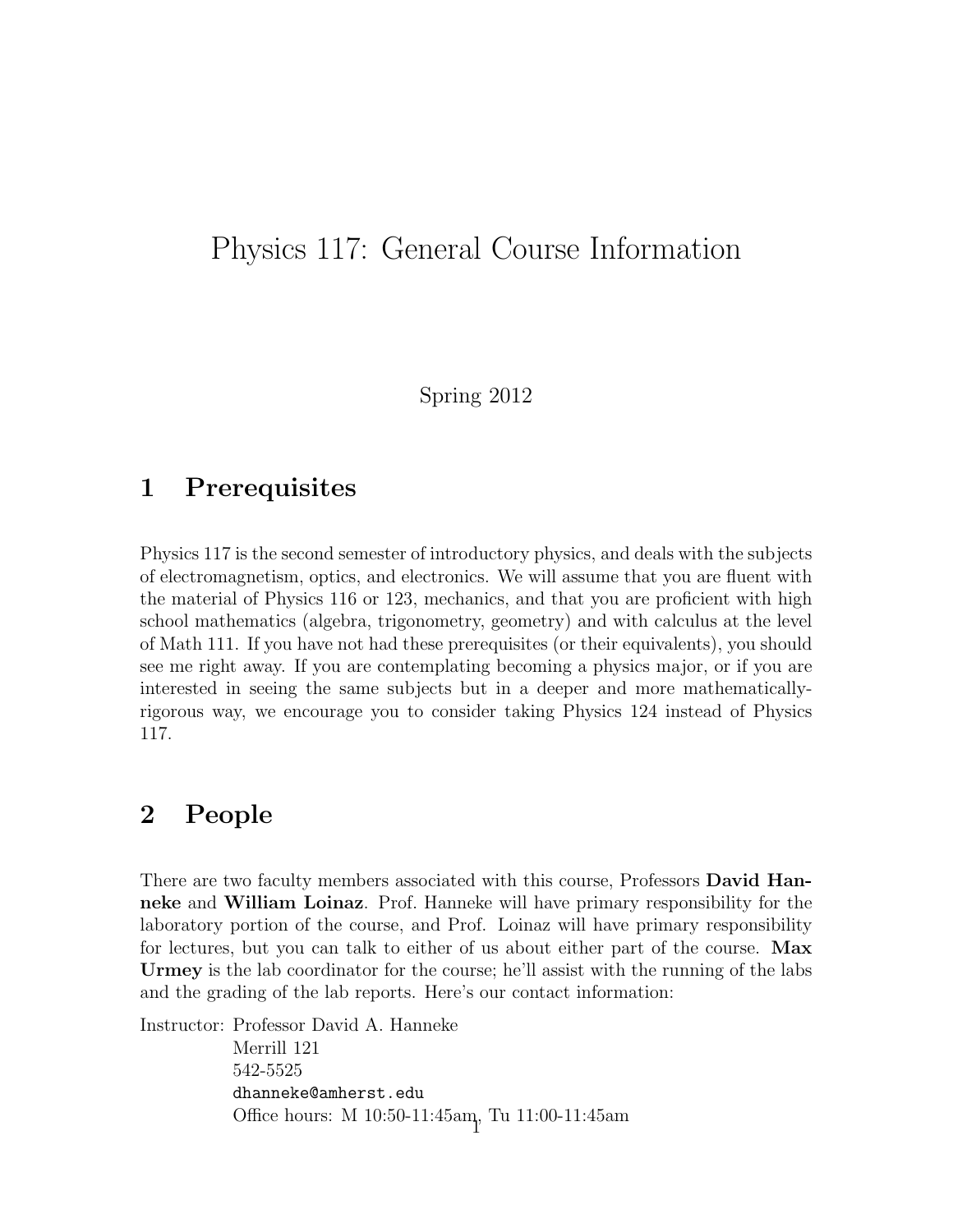# Physics 117: General Course Information

Spring 2012

## 1 Prerequisites

Physics 117 is the second semester of introductory physics, and deals with the subjects of electromagnetism, optics, and electronics. We will assume that you are fluent with the material of Physics 116 or 123, mechanics, and that you are proficient with high school mathematics (algebra, trigonometry, geometry) and with calculus at the level of Math 111. If you have not had these prerequisites (or their equivalents), you should see me right away. If you are contemplating becoming a physics major, or if you are interested in seeing the same subjects but in a deeper and more mathematically-rigorous way, we encourage you to consider taking Physics 124 instead of Physics 117.

## 2 People

There are two faculty members associated with this course, Professors **David Hanneke** and **William Loinaz**. Prof. Hanneke will have primary responsibility for the laboratory portion of the course, and Prof. Loinaz will have primary responsibility for lectures, but you can talk to either of us about either part of the course. **Max Urmey** is the lab coordinator for the course; he'll assist with the running of the labs and the grading of the lab reports. Here's our contact information:

Instructor: Professor David A. Hanneke
Merrill 121
542-5525
dhanneke@amherst.edu
Office hours: M 10:50-11:45am, Tu 11:00-11:45am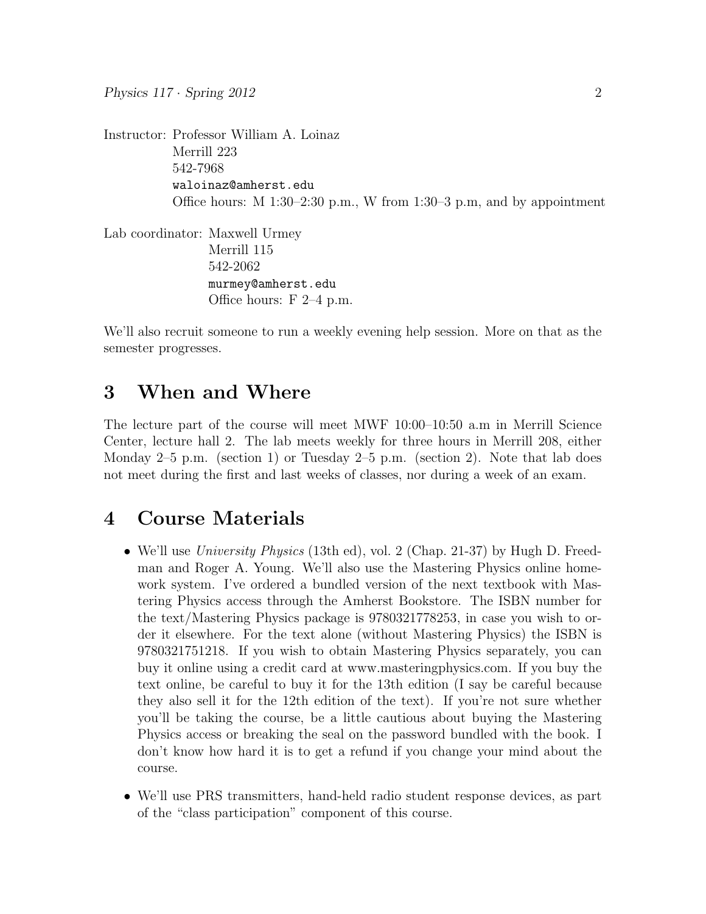Instructor: Professor William A. Loinaz
Merrill 223
542-7968
waloinaz@amherst.edu
Office hours: M 1:30–2:30 p.m., W from 1:30–3 p.m, and by appointment

Lab coordinator: Maxwell Urmey
Merrill 115
542-2062
murmey@amherst.edu
Office hours: F 2–4 p.m.

We'll also recruit someone to run a weekly evening help session. More on that as the semester progresses.

## 3 When and Where

The lecture part of the course will meet MWF 10:00–10:50 a.m in Merrill Science Center, lecture hall 2. The lab meets weekly for three hours in Merrill 208, either Monday 2–5 p.m. (section 1) or Tuesday 2–5 p.m. (section 2). Note that lab does not meet during the first and last weeks of classes, nor during a week of an exam.

## 4 Course Materials

- We'll use *University Physics* (13th ed), vol. 2 (Chap. 21-37) by Hugh D. Freedman and Roger A. Young. We'll also use the Mastering Physics online homework system. I've ordered a bundled version of the next textbook with Mastering Physics access through the Amherst Bookstore. The ISBN number for the text/Mastering Physics package is 9780321778253, in case you wish to order it elsewhere. For the text alone (without Mastering Physics) the ISBN is 9780321751218. If you wish to obtain Mastering Physics separately, you can buy it online using a credit card at www.masteringphysics.com. If you buy the text online, be careful to buy it for the 13th edition (I say be careful because they also sell it for the 12th edition of the text). If you're not sure whether you'll be taking the course, be a little cautious about buying the Mastering Physics access or breaking the seal on the password bundled with the book. I don't know how hard it is to get a refund if you change your mind about the course.
- We'll use PRS transmitters, hand-held radio student response devices, as part of the "class participation" component of this course.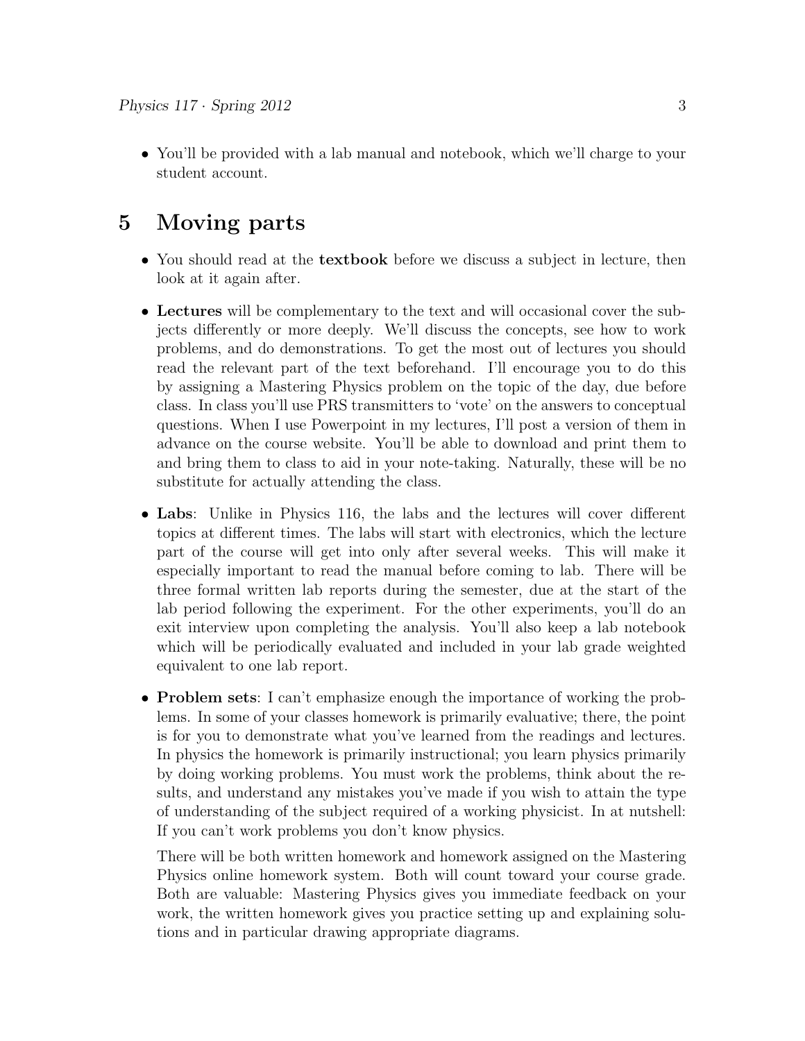- You'll be provided with a lab manual and notebook, which we'll charge to your student account.

# 5 Moving parts

- You should read at the **textbook** before we discuss a subject in lecture, then look at it again after.
- **Lectures** will be complementary to the text and will occasional cover the subjects differently or more deeply. We'll discuss the concepts, see how to work problems, and do demonstrations. To get the most out of lectures you should read the relevant part of the text beforehand. I'll encourage you to do this by assigning a Mastering Physics problem on the topic of the day, due before class. In class you'll use PRS transmitters to 'vote' on the answers to conceptual questions. When I use Powerpoint in my lectures, I'll post a version of them in advance on the course website. You'll be able to download and print them to and bring them to class to aid in your note-taking. Naturally, these will be no substitute for actually attending the class.
- **Labs**: Unlike in Physics 116, the labs and the lectures will cover different topics at different times. The labs will start with electronics, which the lecture part of the course will get into only after several weeks. This will make it especially important to read the manual before coming to lab. There will be three formal written lab reports during the semester, due at the start of the lab period following the experiment. For the other experiments, you'll do an exit interview upon completing the analysis. You'll also keep a lab notebook which will be periodically evaluated and included in your lab grade weighted equivalent to one lab report.
- **Problem sets**: I can't emphasize enough the importance of working the problems. In some of your classes homework is primarily evaluative; there, the point is for you to demonstrate what you've learned from the readings and lectures. In physics the homework is primarily instructional; you learn physics primarily by doing working problems. You must work the problems, think about the results, and understand any mistakes you've made if you wish to attain the type of understanding of the subject required of a working physicist. In at nutshell: If you can't work problems you don't know physics.

  There will be both written homework and homework assigned on the Mastering Physics online homework system. Both will count toward your course grade. Both are valuable: Mastering Physics gives you immediate feedback on your work, the written homework gives you practice setting up and explaining solutions and in particular drawing appropriate diagrams.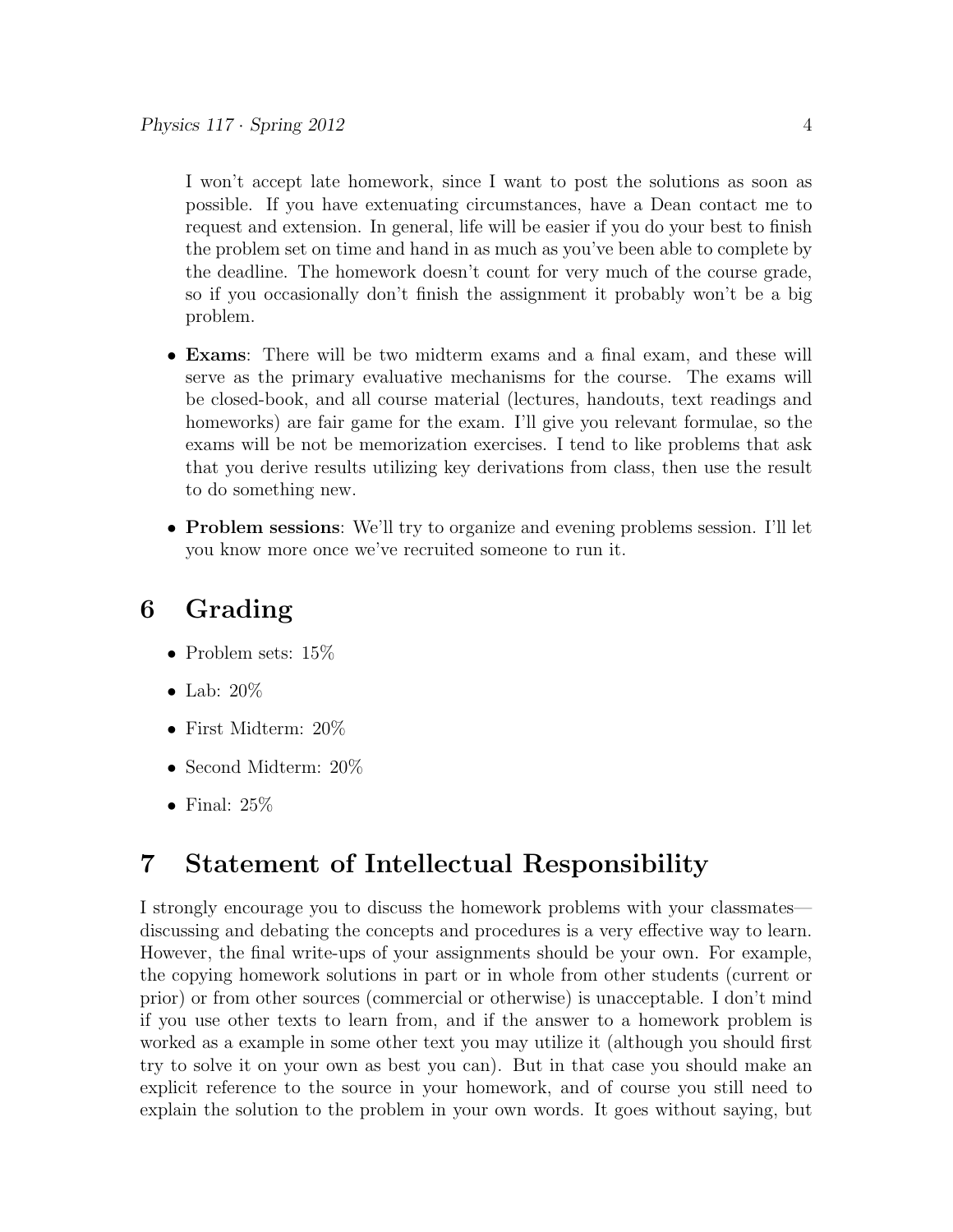I won't accept late homework, since I want to post the solutions as soon as possible. If you have extenuating circumstances, have a Dean contact me to request and extension. In general, life will be easier if you do your best to finish the problem set on time and hand in as much as you've been able to complete by the deadline. The homework doesn't count for very much of the course grade, so if you occasionally don't finish the assignment it probably won't be a big problem.

- **Exams**: There will be two midterm exams and a final exam, and these will serve as the primary evaluative mechanisms for the course. The exams will be closed-book, and all course material (lectures, handouts, text readings and homeworks) are fair game for the exam. I'll give you relevant formulae, so the exams will be not be memorization exercises. I tend to like problems that ask that you derive results utilizing key derivations from class, then use the result to do something new.
- **Problem sessions**: We'll try to organize and evening problems session. I'll let you know more once we've recruited someone to run it.

## 6 Grading

- Problem sets: 15%
- Lab: 20%
- First Midterm: 20%
- Second Midterm: 20%
- Final: 25%

## 7 Statement of Intellectual Responsibility

I strongly encourage you to discuss the homework problems with your classmates—discussing and debating the concepts and procedures is a very effective way to learn. However, the final write-ups of your assignments should be your own. For example, the copying homework solutions in part or in whole from other students (current or prior) or from other sources (commercial or otherwise) is unacceptable. I don't mind if you use other texts to learn from, and if the answer to a homework problem is worked as a example in some other text you may utilize it (although you should first try to solve it on your own as best you can). But in that case you should make an explicit reference to the source in your homework, and of course you still need to explain the solution to the problem in your own words. It goes without saying, but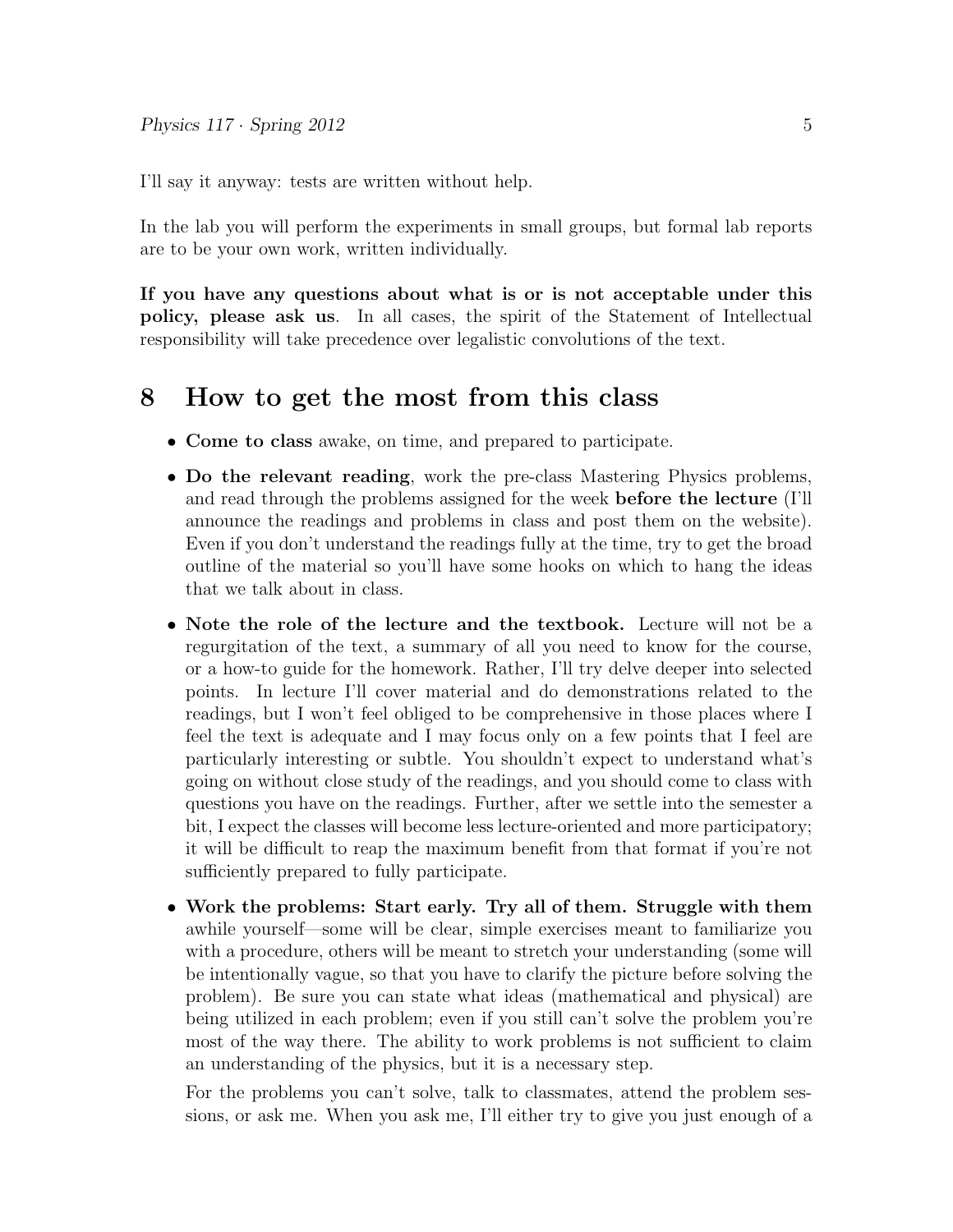I'll say it anyway: tests are written without help.

In the lab you will perform the experiments in small groups, but formal lab reports are to be your own work, written individually.

**If you have any questions about what is or is not acceptable under this policy, please ask us**. In all cases, the spirit of the Statement of Intellectual responsibility will take precedence over legalistic convolutions of the text.

# 8 How to get the most from this class

- **Come to class** awake, on time, and prepared to participate.
- **Do the relevant reading**, work the pre-class Mastering Physics problems, and read through the problems assigned for the week **before the lecture** (I'll announce the readings and problems in class and post them on the website). Even if you don't understand the readings fully at the time, try to get the broad outline of the material so you'll have some hooks on which to hang the ideas that we talk about in class.
- **Note the role of the lecture and the textbook.** Lecture will not be a regurgitation of the text, a summary of all you need to know for the course, or a how-to guide for the homework. Rather, I'll try delve deeper into selected points. In lecture I'll cover material and do demonstrations related to the readings, but I won't feel obliged to be comprehensive in those places where I feel the text is adequate and I may focus only on a few points that I feel are particularly interesting or subtle. You shouldn't expect to understand what's going on without close study of the readings, and you should come to class with questions you have on the readings. Further, after we settle into the semester a bit, I expect the classes will become less lecture-oriented and more participatory; it will be difficult to reap the maximum benefit from that format if you're not sufficiently prepared to fully participate.
- **Work the problems: Start early. Try all of them. Struggle with them** awhile yourself—some will be clear, simple exercises meant to familiarize you with a procedure, others will be meant to stretch your understanding (some will be intentionally vague, so that you have to clarify the picture before solving the problem). Be sure you can state what ideas (mathematical and physical) are being utilized in each problem; even if you still can't solve the problem you're most of the way there. The ability to work problems is not sufficient to claim an understanding of the physics, but it is a necessary step.

  For the problems you can't solve, talk to classmates, attend the problem sessions, or ask me. When you ask me, I'll either try to give you just enough of a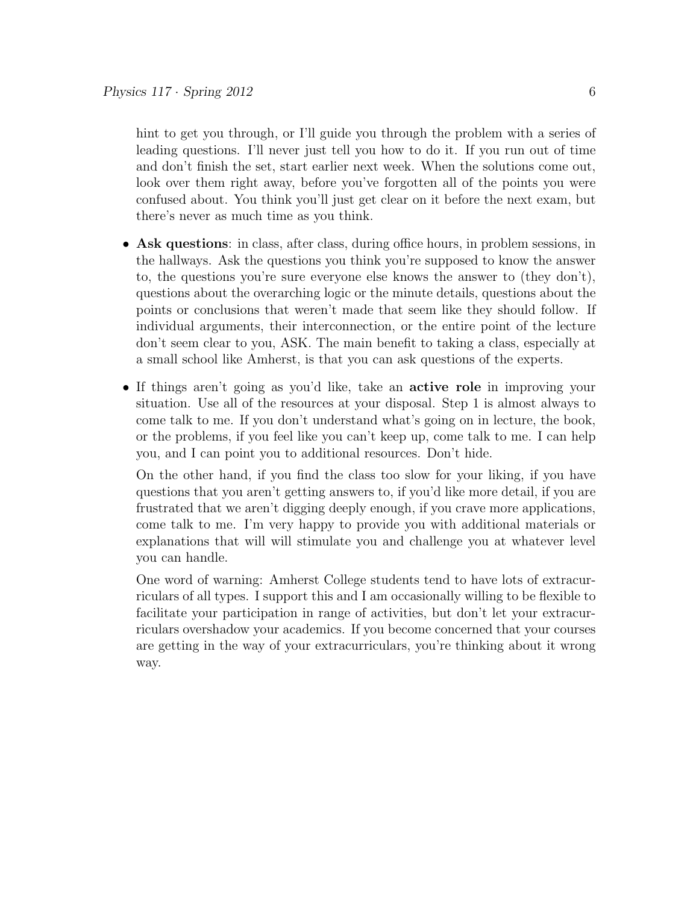hint to get you through, or I'll guide you through the problem with a series of leading questions. I'll never just tell you how to do it. If you run out of time and don't finish the set, start earlier next week. When the solutions come out, look over them right away, before you've forgotten all of the points you were confused about. You think you'll just get clear on it before the next exam, but there's never as much time as you think.

- **Ask questions**: in class, after class, during office hours, in problem sessions, in the hallways. Ask the questions you think you're supposed to know the answer to, the questions you're sure everyone else knows the answer to (they don't), questions about the overarching logic or the minute details, questions about the points or conclusions that weren't made that seem like they should follow. If individual arguments, their interconnection, or the entire point of the lecture don't seem clear to you, ASK. The main benefit to taking a class, especially at a small school like Amherst, is that you can ask questions of the experts.

- If things aren't going as you'd like, take an **active role** in improving your situation. Use all of the resources at your disposal. Step 1 is almost always to come talk to me. If you don't understand what's going on in lecture, the book, or the problems, if you feel like you can't keep up, come talk to me. I can help you, and I can point you to additional resources. Don't hide.

  On the other hand, if you find the class too slow for your liking, if you have questions that you aren't getting answers to, if you'd like more detail, if you are frustrated that we aren't digging deeply enough, if you crave more applications, come talk to me. I'm very happy to provide you with additional materials or explanations that will will stimulate you and challenge you at whatever level you can handle.

  One word of warning: Amherst College students tend to have lots of extracurriculars of all types. I support this and I am occasionally willing to be flexible to facilitate your participation in range of activities, but don't let your extracurriculars overshadow your academics. If you become concerned that your courses are getting in the way of your extracurriculars, you're thinking about it wrong way.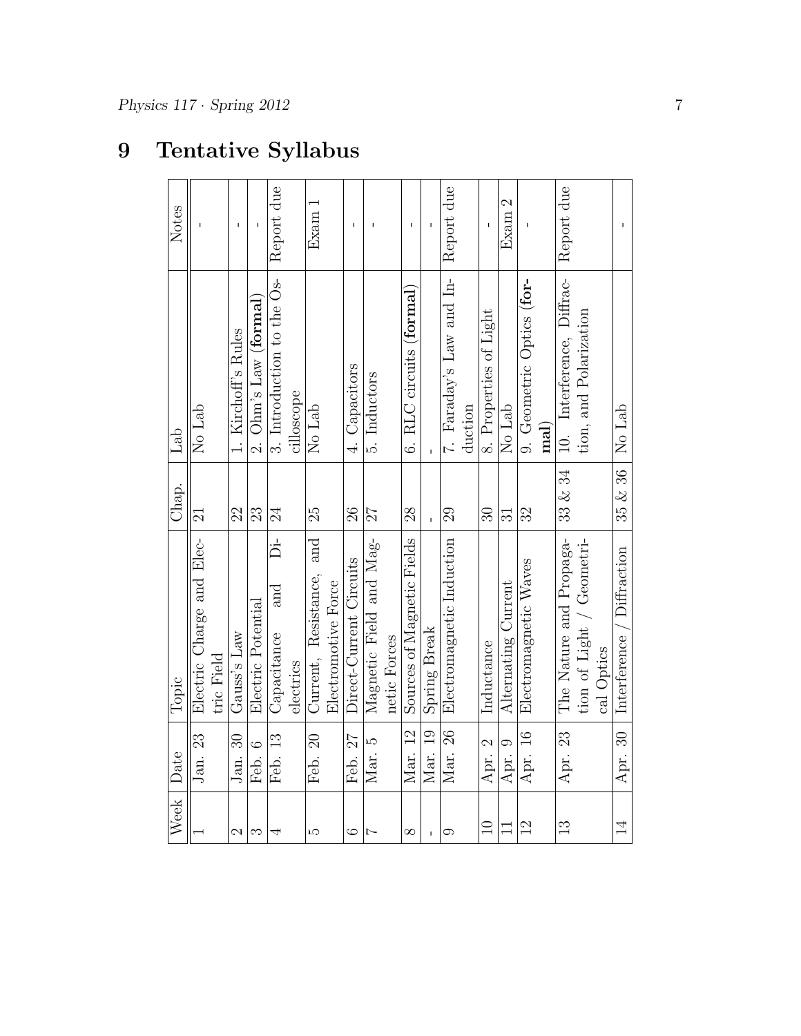# 9 Tentative Syllabus

| Week | Date | Topic | Chap. | Lab | Notes |
|---|---|---|---|---|---|
| 1 | Jan. 23 | Electric Charge and Electric Field | 21 | No Lab | - |
| 2 | Jan. 30 | Gauss's Law | 22 | 1. Kirchoff's Rules | - |
| 3 | Feb. 6 | Electric Potential | 23 | 2. Ohm's Law (**formal**) | - |
| 4 | Feb. 13 | Capacitance and Dielectrics | 24 | 3. Introduction to the Oscilloscope | Report due |
| 5 | Feb. 20 | Current, Resistance, and Electromotive Force | 25 | No Lab | Exam 1 |
| 6 | Feb. 27 | Direct-Current Circuits | 26 | 4. Capacitors | - |
| 7 | Mar. 5 | Magnetic Field and Magnetic Forces | 27 | 5. Inductors | - |
| 8 | Mar. 12 | Sources of Magnetic Fields | 28 | 6. RLC circuits (**formal**) | - |
| - | Mar. 19 | Spring Break | - | - | - |
| 9 | Mar. 26 | Electromagnetic Induction | 29 | 7. Faraday's Law and Induction | Report due |
| 10 | Apr. 2 | Inductance | 30 | 8. Properties of Light | - |
| 11 | Apr. 9 | Alternating Current | 31 | No Lab | Exam 2 |
| 12 | Apr. 16 | Electromagnetic Waves | 32 | 9. Geometric Optics (**formal**) | - |
| 13 | Apr. 23 | The Nature and Propagation of Light / Geometrical Optics | 33 & 34 | 10. Interference, Diffraction, and Polarization | Report due |
| 14 | Apr. 30 | Interference / Diffraction | 35 & 36 | No Lab | - |